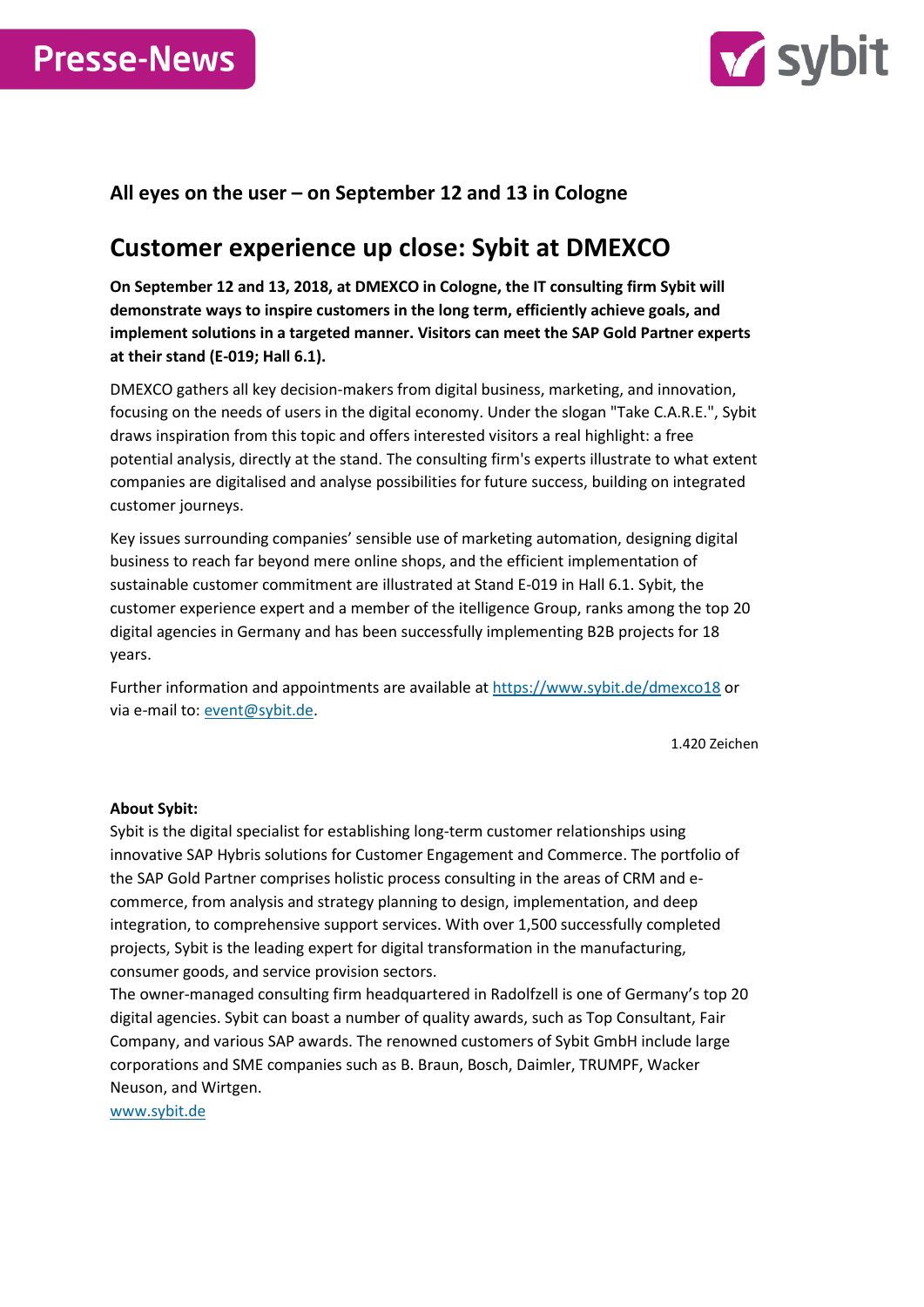Presse-News

### All eyes on the user – on September 12 and 13 in Cologne

# Customer experience up close: Sybit at DMEXCO

**On September 12 and 13, 2018, at DMEXCO in Cologne, the IT consulting firm Sybit will demonstrate ways to inspire customers in the long term, efficiently achieve goals, and implement solutions in a targeted manner. Visitors can meet the SAP Gold Partner experts at their stand (E-019; Hall 6.1).**

DMEXCO gathers all key decision-makers from digital business, marketing, and innovation, focusing on the needs of users in the digital economy. Under the slogan "Take C.A.R.E.", Sybit draws inspiration from this topic and offers interested visitors a real highlight: a free potential analysis, directly at the stand. The consulting firm's experts illustrate to what extent companies are digitalised and analyse possibilities for future success, building on integrated customer journeys.

Key issues surrounding companies' sensible use of marketing automation, designing digital business to reach far beyond mere online shops, and the efficient implementation of sustainable customer commitment are illustrated at Stand E-019 in Hall 6.1. Sybit, the customer experience expert and a member of the itelligence Group, ranks among the top 20 digital agencies in Germany and has been successfully implementing B2B projects for 18 years.

Further information and appointments are available at [https://www.sybit.de/dmexco18](https://www.sybit.de/dmexco18) or via e-mail to: [event@sybit.de](mailto:event@sybit.de).

1.420 Zeichen

**About Sybit:**
Sybit is the digital specialist for establishing long-term customer relationships using innovative SAP Hybris solutions for Customer Engagement and Commerce. The portfolio of the SAP Gold Partner comprises holistic process consulting in the areas of CRM and e-commerce, from analysis and strategy planning to design, implementation, and deep integration, to comprehensive support services. With over 1,500 successfully completed projects, Sybit is the leading expert for digital transformation in the manufacturing, consumer goods, and service provision sectors.
The owner-managed consulting firm headquartered in Radolfzell is one of Germany's top 20 digital agencies. Sybit can boast a number of quality awards, such as Top Consultant, Fair Company, and various SAP awards. The renowned customers of Sybit GmbH include large corporations and SME companies such as B. Braun, Bosch, Daimler, TRUMPF, Wacker Neuson, and Wirtgen.
[www.sybit.de](http://www.sybit.de)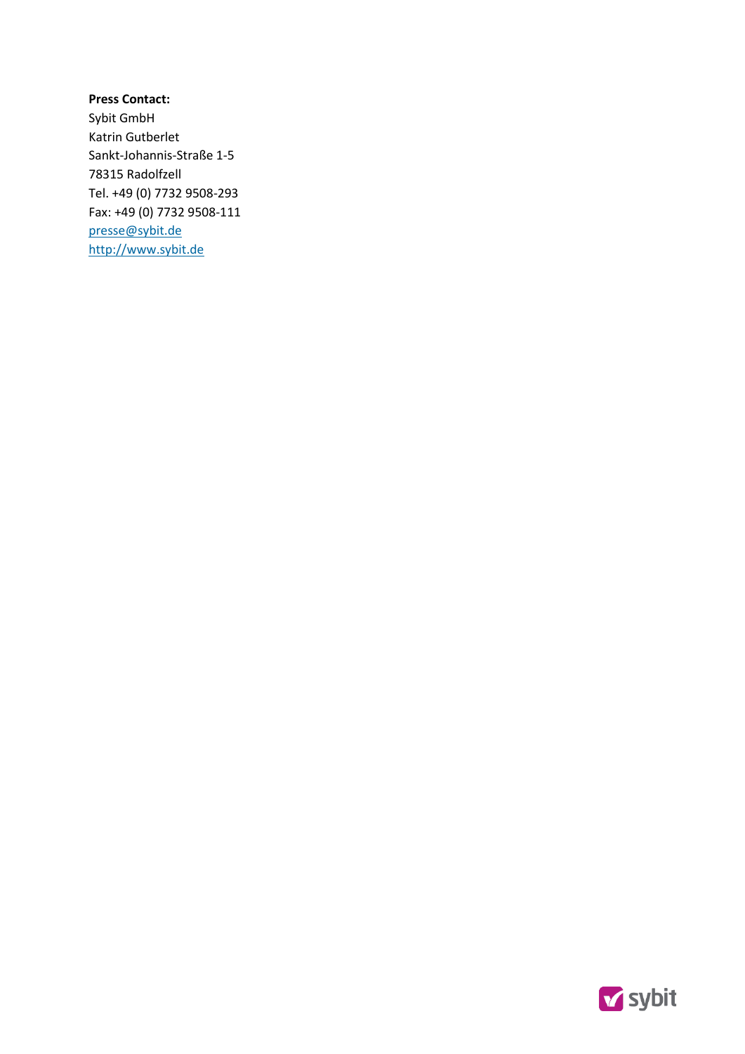**Press Contact:**
Sybit GmbH
Katrin Gutberlet
Sankt-Johannis-Straße 1-5
78315 Radolfzell
Tel. +49 (0) 7732 9508-293
Fax: +49 (0) 7732 9508-111
presse@sybit.de
http://www.sybit.de